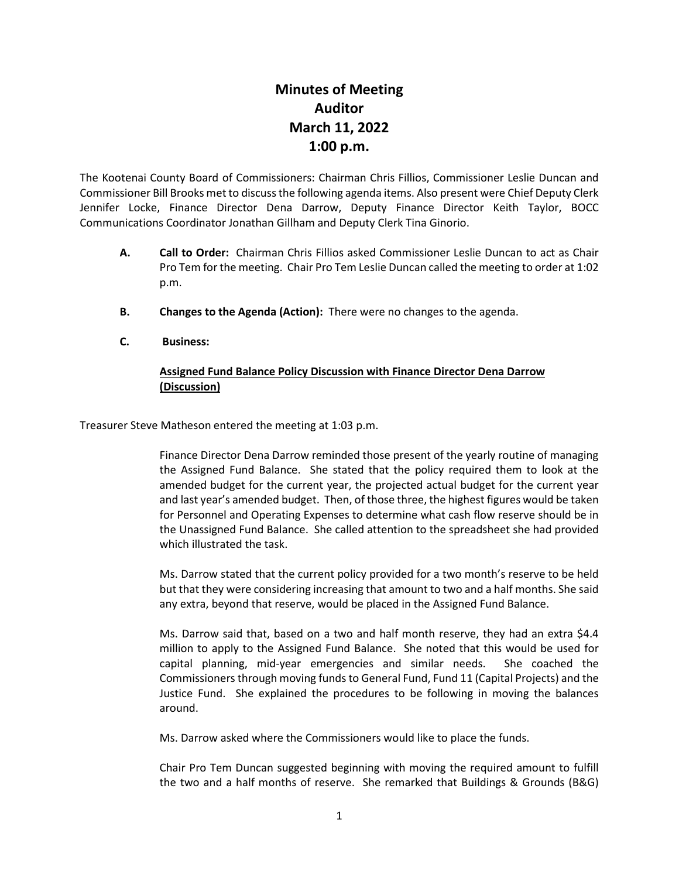# Minutes of Meeting
# Auditor
# March 11, 2022
# 1:00 p.m.

The Kootenai County Board of Commissioners: Chairman Chris Fillios, Commissioner Leslie Duncan and Commissioner Bill Brooks met to discuss the following agenda items. Also present were Chief Deputy Clerk Jennifer Locke, Finance Director Dena Darrow, Deputy Finance Director Keith Taylor, BOCC Communications Coordinator Jonathan Gillham and Deputy Clerk Tina Ginorio.

**A. Call to Order:** Chairman Chris Fillios asked Commissioner Leslie Duncan to act as Chair Pro Tem for the meeting. Chair Pro Tem Leslie Duncan called the meeting to order at 1:02 p.m.

**B. Changes to the Agenda (Action):** There were no changes to the agenda.

**C. Business:**

**<u>Assigned Fund Balance Policy Discussion with Finance Director Dena Darrow (Discussion)</u>**

Treasurer Steve Matheson entered the meeting at 1:03 p.m.

Finance Director Dena Darrow reminded those present of the yearly routine of managing the Assigned Fund Balance. She stated that the policy required them to look at the amended budget for the current year, the projected actual budget for the current year and last year's amended budget. Then, of those three, the highest figures would be taken for Personnel and Operating Expenses to determine what cash flow reserve should be in the Unassigned Fund Balance. She called attention to the spreadsheet she had provided which illustrated the task.

Ms. Darrow stated that the current policy provided for a two month's reserve to be held but that they were considering increasing that amount to two and a half months. She said any extra, beyond that reserve, would be placed in the Assigned Fund Balance.

Ms. Darrow said that, based on a two and half month reserve, they had an extra $4.4 million to apply to the Assigned Fund Balance. She noted that this would be used for capital planning, mid-year emergencies and similar needs. She coached the Commissioners through moving funds to General Fund, Fund 11 (Capital Projects) and the Justice Fund. She explained the procedures to be following in moving the balances around.

Ms. Darrow asked where the Commissioners would like to place the funds.

Chair Pro Tem Duncan suggested beginning with moving the required amount to fulfill the two and a half months of reserve. She remarked that Buildings & Grounds (B&G)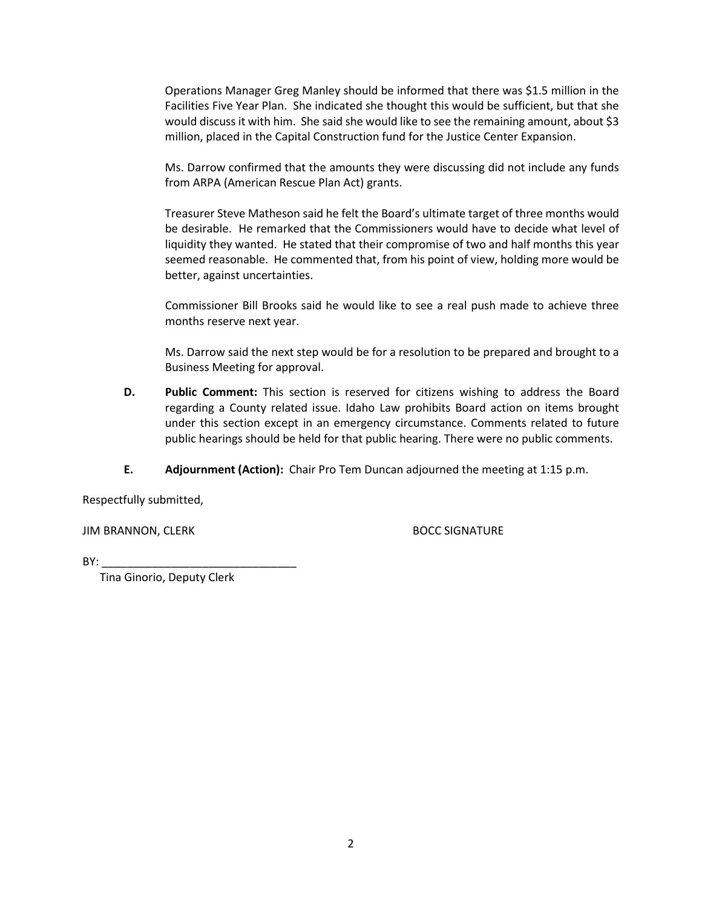Operations Manager Greg Manley should be informed that there was $1.5 million in the Facilities Five Year Plan. She indicated she thought this would be sufficient, but that she would discuss it with him. She said she would like to see the remaining amount, about $3 million, placed in the Capital Construction fund for the Justice Center Expansion.

Ms. Darrow confirmed that the amounts they were discussing did not include any funds from ARPA (American Rescue Plan Act) grants.

Treasurer Steve Matheson said he felt the Board's ultimate target of three months would be desirable. He remarked that the Commissioners would have to decide what level of liquidity they wanted. He stated that their compromise of two and half months this year seemed reasonable. He commented that, from his point of view, holding more would be better, against uncertainties.

Commissioner Bill Brooks said he would like to see a real push made to achieve three months reserve next year.

Ms. Darrow said the next step would be for a resolution to be prepared and brought to a Business Meeting for approval.

**D. Public Comment:** This section is reserved for citizens wishing to address the Board regarding a County related issue. Idaho Law prohibits Board action on items brought under this section except in an emergency circumstance. Comments related to future public hearings should be held for that public hearing. There were no public comments.

**E. Adjournment (Action):** Chair Pro Tem Duncan adjourned the meeting at 1:15 p.m.

Respectfully submitted,

JIM BRANNON, CLERK

BOCC SIGNATURE

BY: _______________________________

Tina Ginorio, Deputy Clerk